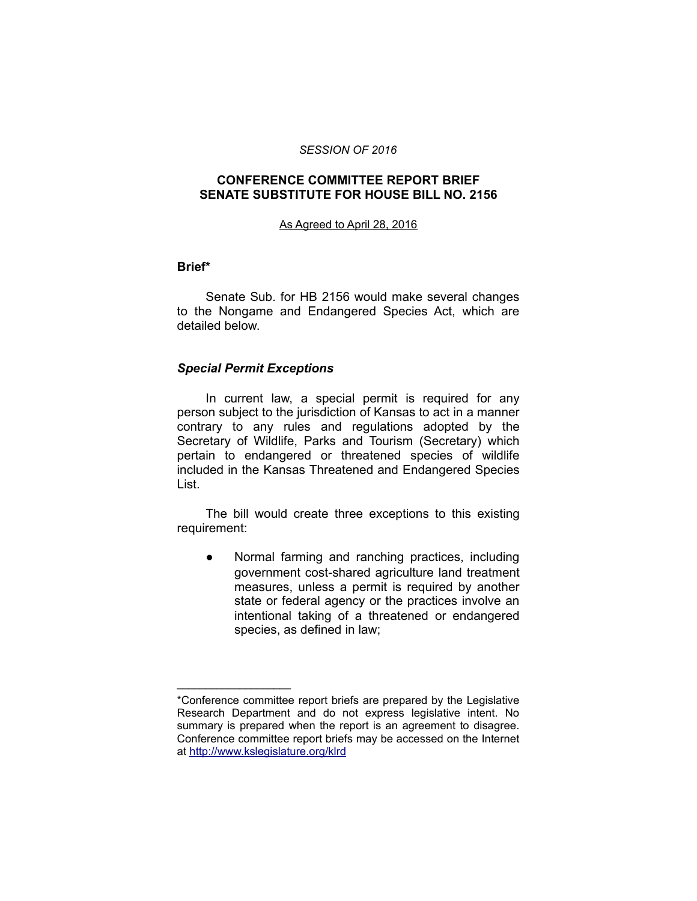*SESSION OF 2016*

# CONFERENCE COMMITTEE REPORT BRIEF SENATE SUBSTITUTE FOR HOUSE BILL NO. 2156

As Agreed to April 28, 2016

## Brief*

Senate Sub. for HB 2156 would make several changes to the Nongame and Endangered Species Act, which are detailed below.

### *Special Permit Exceptions*

In current law, a special permit is required for any person subject to the jurisdiction of Kansas to act in a manner contrary to any rules and regulations adopted by the Secretary of Wildlife, Parks and Tourism (Secretary) which pertain to endangered or threatened species of wildlife included in the Kansas Threatened and Endangered Species List.

The bill would create three exceptions to this existing requirement:

- Normal farming and ranching practices, including government cost-shared agriculture land treatment measures, unless a permit is required by another state or federal agency or the practices involve an intentional taking of a threatened or endangered species, as defined in law;

---

*Conference committee report briefs are prepared by the Legislative Research Department and do not express legislative intent. No summary is prepared when the report is an agreement to disagree. Conference committee report briefs may be accessed on the Internet at http://www.kslegislature.org/klrd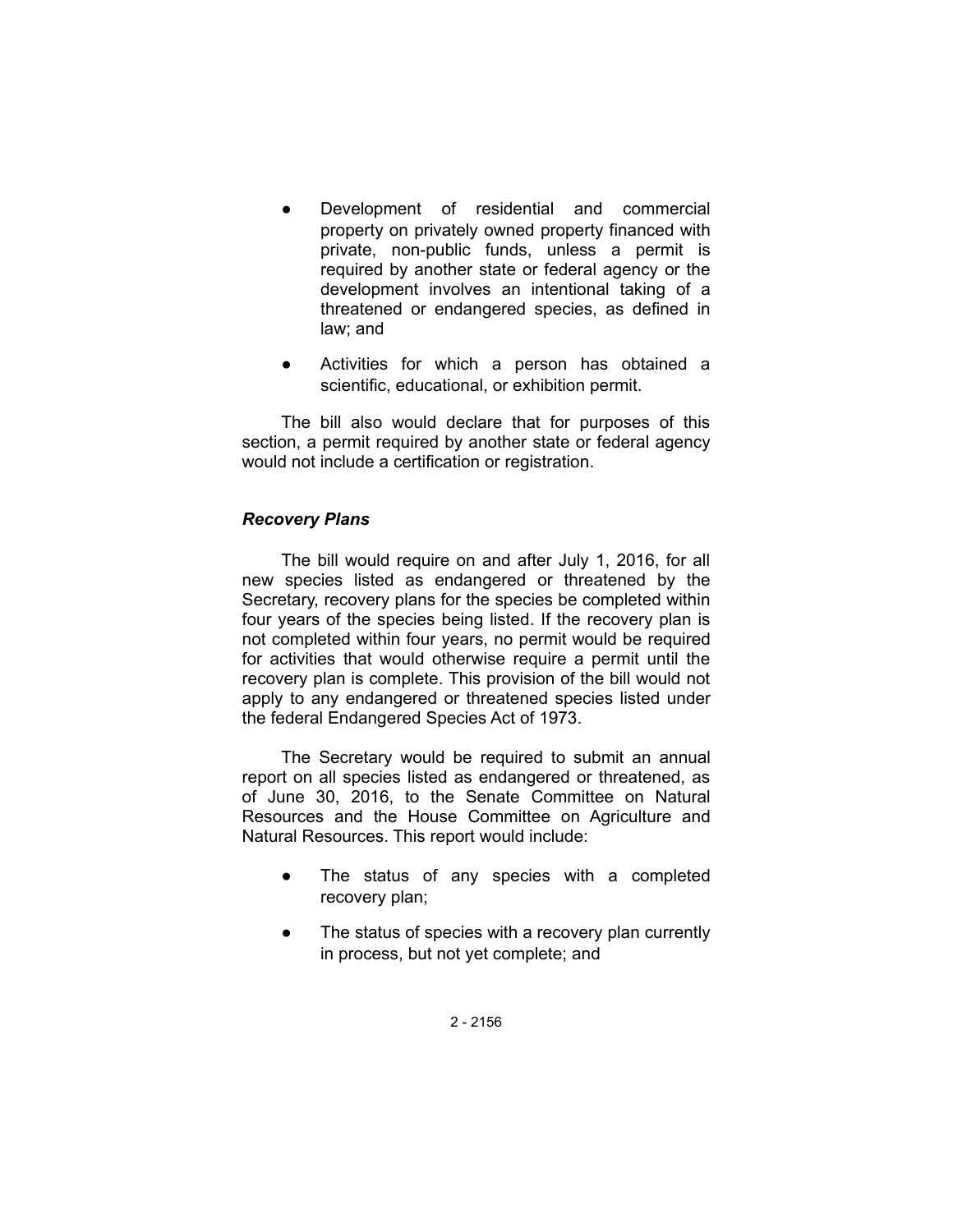- Development of residential and commercial property on privately owned property financed with private, non-public funds, unless a permit is required by another state or federal agency or the development involves an intentional taking of a threatened or endangered species, as defined in law; and

- Activities for which a person has obtained a scientific, educational, or exhibition permit.

The bill also would declare that for purposes of this section, a permit required by another state or federal agency would not include a certification or registration.

### *Recovery Plans*

The bill would require on and after July 1, 2016, for all new species listed as endangered or threatened by the Secretary, recovery plans for the species be completed within four years of the species being listed. If the recovery plan is not completed within four years, no permit would be required for activities that would otherwise require a permit until the recovery plan is complete. This provision of the bill would not apply to any endangered or threatened species listed under the federal Endangered Species Act of 1973.

The Secretary would be required to submit an annual report on all species listed as endangered or threatened, as of June 30, 2016, to the Senate Committee on Natural Resources and the House Committee on Agriculture and Natural Resources. This report would include:

- The status of any species with a completed recovery plan;

- The status of species with a recovery plan currently in process, but not yet complete; and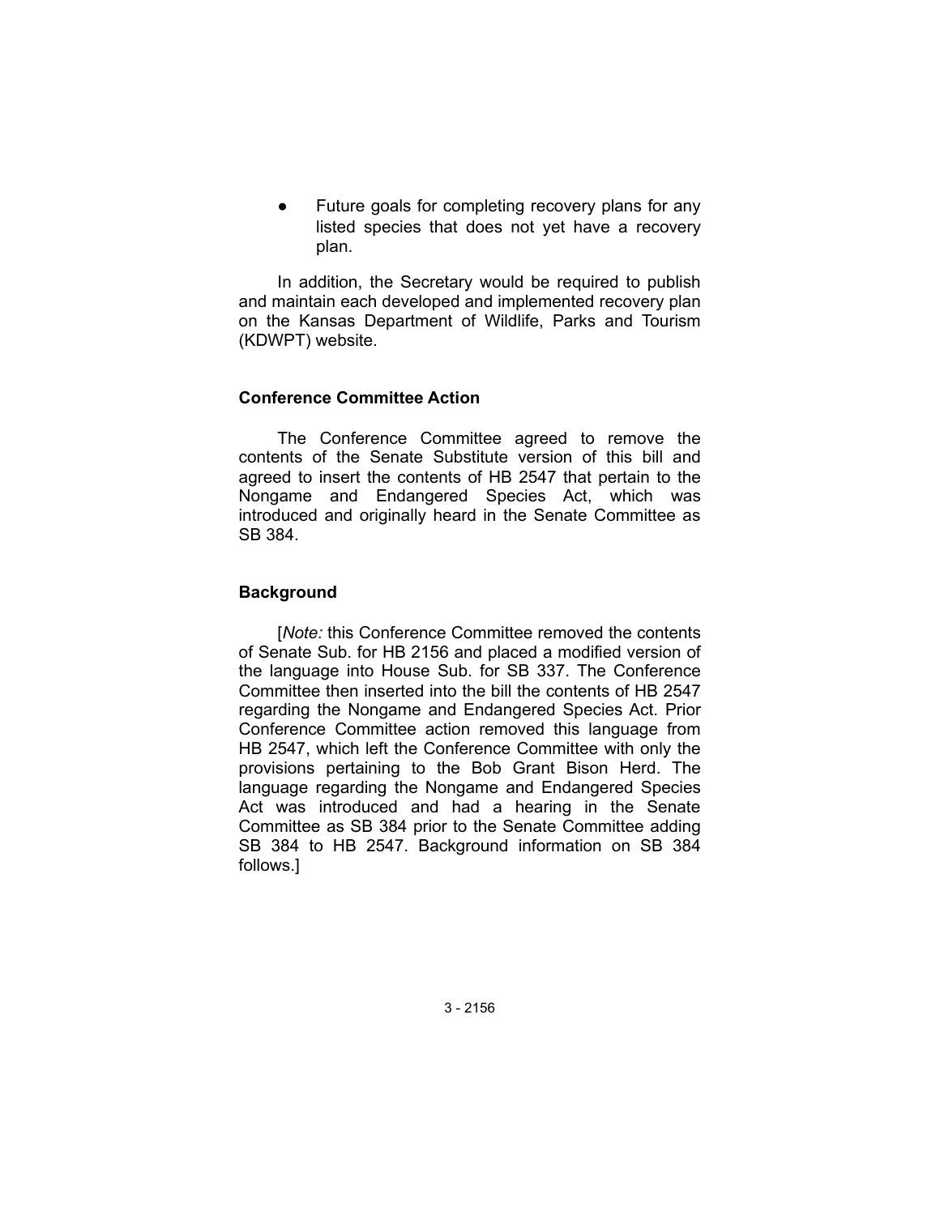- Future goals for completing recovery plans for any listed species that does not yet have a recovery plan.

In addition, the Secretary would be required to publish and maintain each developed and implemented recovery plan on the Kansas Department of Wildlife, Parks and Tourism (KDWPT) website.

### Conference Committee Action

The Conference Committee agreed to remove the contents of the Senate Substitute version of this bill and agreed to insert the contents of HB 2547 that pertain to the Nongame and Endangered Species Act, which was introduced and originally heard in the Senate Committee as SB 384.

### Background

[*Note:* this Conference Committee removed the contents of Senate Sub. for HB 2156 and placed a modified version of the language into House Sub. for SB 337. The Conference Committee then inserted into the bill the contents of HB 2547 regarding the Nongame and Endangered Species Act. Prior Conference Committee action removed this language from HB 2547, which left the Conference Committee with only the provisions pertaining to the Bob Grant Bison Herd. The language regarding the Nongame and Endangered Species Act was introduced and had a hearing in the Senate Committee as SB 384 prior to the Senate Committee adding SB 384 to HB 2547. Background information on SB 384 follows.]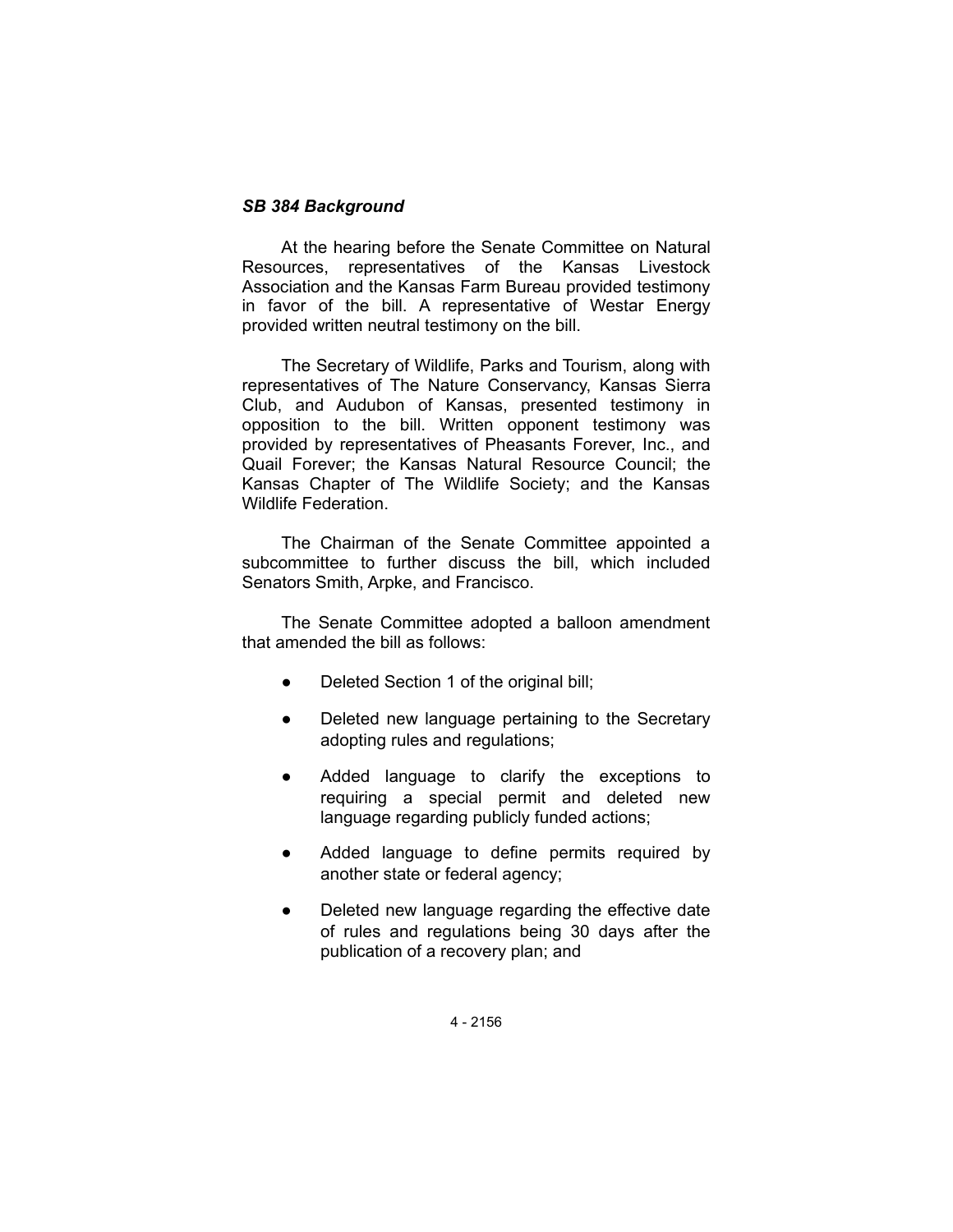***SB 384 Background***

At the hearing before the Senate Committee on Natural Resources, representatives of the Kansas Livestock Association and the Kansas Farm Bureau provided testimony in favor of the bill. A representative of Westar Energy provided written neutral testimony on the bill.

The Secretary of Wildlife, Parks and Tourism, along with representatives of The Nature Conservancy, Kansas Sierra Club, and Audubon of Kansas, presented testimony in opposition to the bill. Written opponent testimony was provided by representatives of Pheasants Forever, Inc., and Quail Forever; the Kansas Natural Resource Council; the Kansas Chapter of The Wildlife Society; and the Kansas Wildlife Federation.

The Chairman of the Senate Committee appointed a subcommittee to further discuss the bill, which included Senators Smith, Arpke, and Francisco.

The Senate Committee adopted a balloon amendment that amended the bill as follows:

- Deleted Section 1 of the original bill;
- Deleted new language pertaining to the Secretary adopting rules and regulations;
- Added language to clarify the exceptions to requiring a special permit and deleted new language regarding publicly funded actions;
- Added language to define permits required by another state or federal agency;
- Deleted new language regarding the effective date of rules and regulations being 30 days after the publication of a recovery plan; and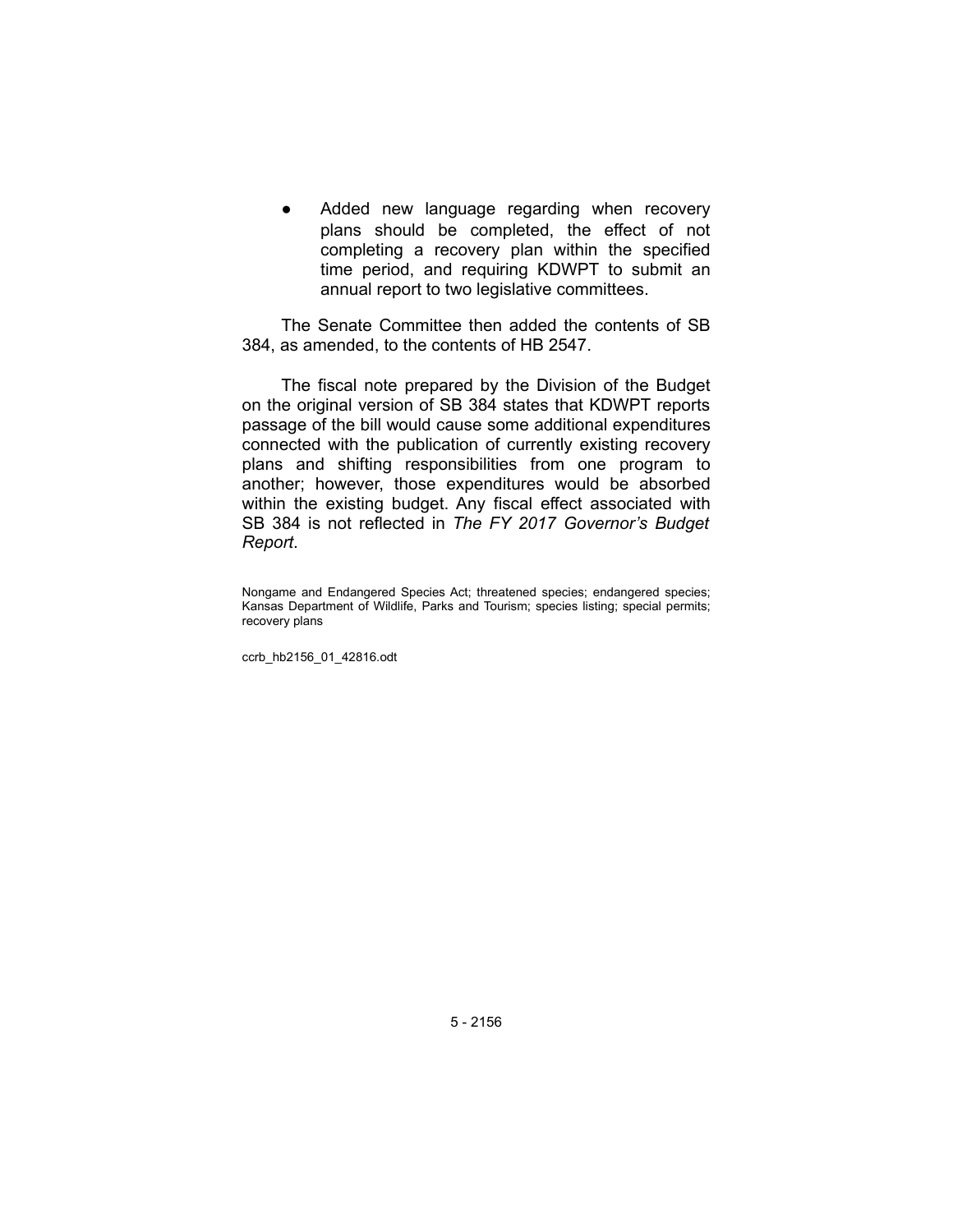- Added new language regarding when recovery plans should be completed, the effect of not completing a recovery plan within the specified time period, and requiring KDWPT to submit an annual report to two legislative committees.

The Senate Committee then added the contents of SB 384, as amended, to the contents of HB 2547.

The fiscal note prepared by the Division of the Budget on the original version of SB 384 states that KDWPT reports passage of the bill would cause some additional expenditures connected with the publication of currently existing recovery plans and shifting responsibilities from one program to another; however, those expenditures would be absorbed within the existing budget. Any fiscal effect associated with SB 384 is not reflected in *The FY 2017 Governor's Budget Report*.

Nongame and Endangered Species Act; threatened species; endangered species; Kansas Department of Wildlife, Parks and Tourism; species listing; special permits; recovery plans

ccrb_hb2156_01_42816.odt